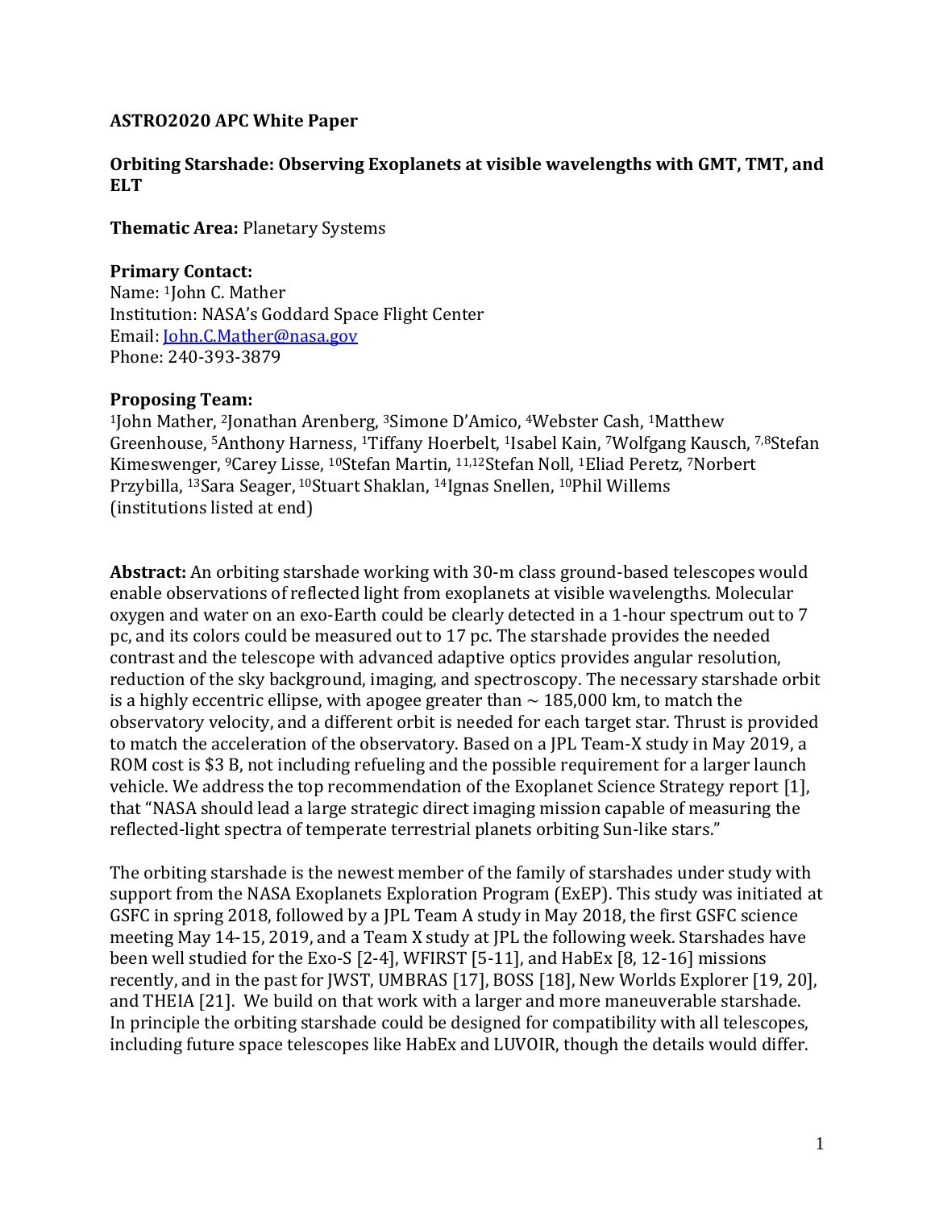**ASTRO2020 APC White Paper**

**Orbiting Starshade: Observing Exoplanets at visible wavelengths with GMT, TMT, and ELT**

**Thematic Area:** Planetary Systems

**Primary Contact:**
Name: [1]John C. Mather
Institution: NASA's Goddard Space Flight Center
Email: John.C.Mather@nasa.gov
Phone: 240-393-3879

**Proposing Team:**
[1]John Mather, [2]Jonathan Arenberg, [3]Simone D'Amico, [4]Webster Cash, [1]Matthew Greenhouse, [5]Anthony Harness, [1]Tiffany Hoerbelt, [1]Isabel Kain, [7]Wolfgang Kausch, [7,8]Stefan Kimeswenger, [9]Carey Lisse, [10]Stefan Martin, [11,12]Stefan Noll, [1]Eliad Peretz, [7]Norbert Przybilla, [13]Sara Seager, [10]Stuart Shaklan, [14]Ignas Snellen, [10]Phil Willems
(institutions listed at end)

**Abstract:** An orbiting starshade working with 30-m class ground-based telescopes would enable observations of reflected light from exoplanets at visible wavelengths. Molecular oxygen and water on an exo-Earth could be clearly detected in a 1-hour spectrum out to 7 pc, and its colors could be measured out to 17 pc. The starshade provides the needed contrast and the telescope with advanced adaptive optics provides angular resolution, reduction of the sky background, imaging, and spectroscopy. The necessary starshade orbit is a highly eccentric ellipse, with apogee greater than ~ 185,000 km, to match the observatory velocity, and a different orbit is needed for each target star. Thrust is provided to match the acceleration of the observatory. Based on a JPL Team-X study in May 2019, a ROM cost is $3 B, not including refueling and the possible requirement for a larger launch vehicle. We address the top recommendation of the Exoplanet Science Strategy report [1], that "NASA should lead a large strategic direct imaging mission capable of measuring the reflected-light spectra of temperate terrestrial planets orbiting Sun-like stars."

The orbiting starshade is the newest member of the family of starshades under study with support from the NASA Exoplanets Exploration Program (ExEP). This study was initiated at GSFC in spring 2018, followed by a JPL Team A study in May 2018, the first GSFC science meeting May 14-15, 2019, and a Team X study at JPL the following week. Starshades have been well studied for the Exo-S [2-4], WFIRST [5-11], and HabEx [8, 12-16] missions recently, and in the past for JWST, UMBRAS [17], BOSS [18], New Worlds Explorer [19, 20], and THEIA [21]. We build on that work with a larger and more maneuverable starshade. In principle the orbiting starshade could be designed for compatibility with all telescopes, including future space telescopes like HabEx and LUVOIR, though the details would differ.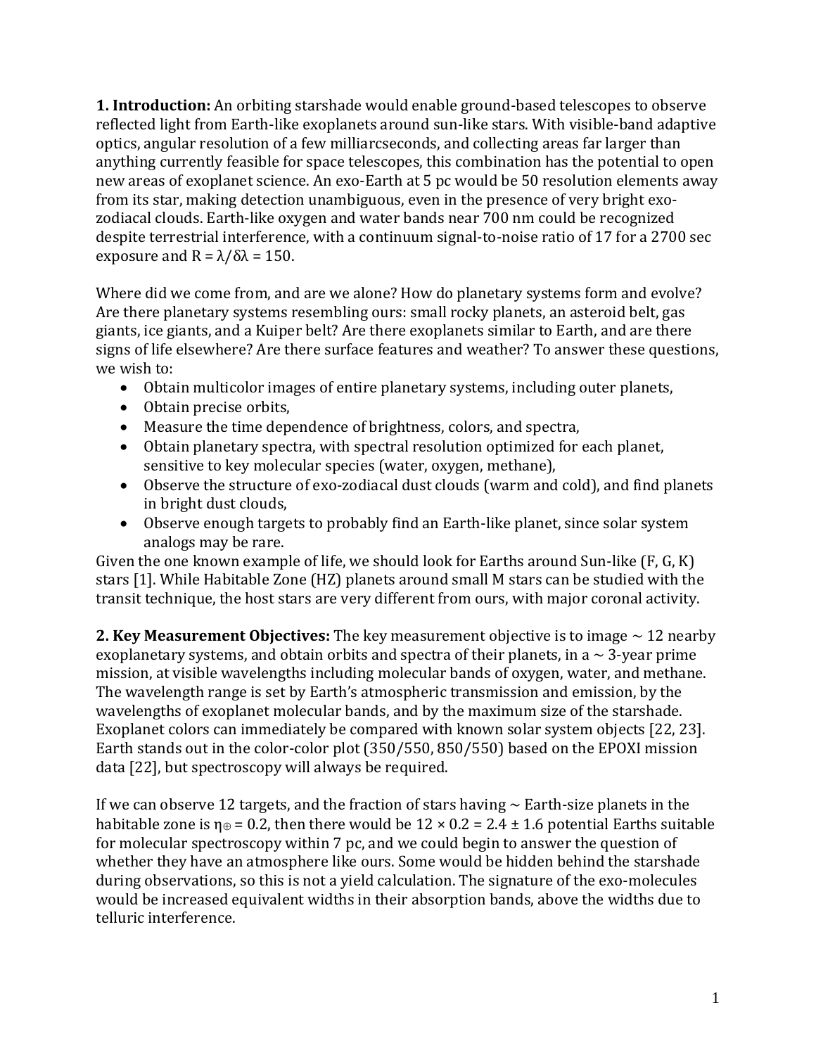**1. Introduction:** An orbiting starshade would enable ground-based telescopes to observe reflected light from Earth-like exoplanets around sun-like stars. With visible-band adaptive optics, angular resolution of a few milliarcseconds, and collecting areas far larger than anything currently feasible for space telescopes, this combination has the potential to open new areas of exoplanet science. An exo-Earth at 5 pc would be 50 resolution elements away from its star, making detection unambiguous, even in the presence of very bright exo-zodiacal clouds. Earth-like oxygen and water bands near 700 nm could be recognized despite terrestrial interference, with a continuum signal-to-noise ratio of 17 for a 2700 sec exposure and $R = \lambda/\delta\lambda = 150$.

Where did we come from, and are we alone? How do planetary systems form and evolve? Are there planetary systems resembling ours: small rocky planets, an asteroid belt, gas giants, ice giants, and a Kuiper belt? Are there exoplanets similar to Earth, and are there signs of life elsewhere? Are there surface features and weather? To answer these questions, we wish to:

- Obtain multicolor images of entire planetary systems, including outer planets,
- Obtain precise orbits,
- Measure the time dependence of brightness, colors, and spectra,
- Obtain planetary spectra, with spectral resolution optimized for each planet, sensitive to key molecular species (water, oxygen, methane),
- Observe the structure of exo-zodiacal dust clouds (warm and cold), and find planets in bright dust clouds,
- Observe enough targets to probably find an Earth-like planet, since solar system analogs may be rare.

Given the one known example of life, we should look for Earths around Sun-like (F, G, K) stars [1]. While Habitable Zone (HZ) planets around small M stars can be studied with the transit technique, the host stars are very different from ours, with major coronal activity.

**2. Key Measurement Objectives:** The key measurement objective is to image ~ 12 nearby exoplanetary systems, and obtain orbits and spectra of their planets, in a ~ 3-year prime mission, at visible wavelengths including molecular bands of oxygen, water, and methane. The wavelength range is set by Earth's atmospheric transmission and emission, by the wavelengths of exoplanet molecular bands, and by the maximum size of the starshade. Exoplanet colors can immediately be compared with known solar system objects [22, 23]. Earth stands out in the color-color plot (350/550, 850/550) based on the EPOXI mission data [22], but spectroscopy will always be required.

If we can observe 12 targets, and the fraction of stars having ~ Earth-size planets in the habitable zone is $\eta_\oplus = 0.2$, then there would be $12 \times 0.2 = 2.4 \pm 1.6$ potential Earths suitable for molecular spectroscopy within 7 pc, and we could begin to answer the question of whether they have an atmosphere like ours. Some would be hidden behind the starshade during observations, so this is not a yield calculation. The signature of the exo-molecules would be increased equivalent widths in their absorption bands, above the widths due to telluric interference.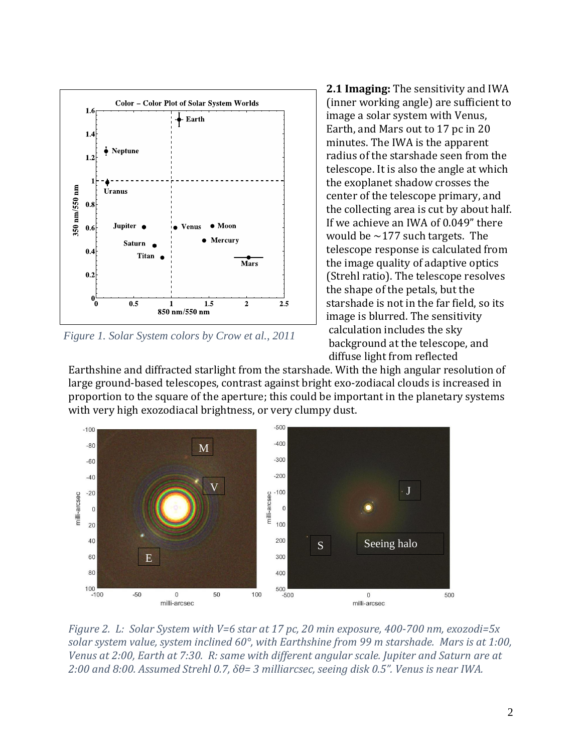**2.1 Imaging:** The sensitivity and IWA (inner working angle) are sufficient to image a solar system with Venus, Earth, and Mars out to 17 pc in 20 minutes. The IWA is the apparent radius of the starshade seen from the telescope. It is also the angle at which the exoplanet shadow crosses the center of the telescope primary, and the collecting area is cut by about half. If we achieve an IWA of 0.049" there would be ~177 such targets. The telescope response is calculated from the image quality of adaptive optics (Strehl ratio). The telescope resolves the shape of the petals, but the starshade is not in the far field, so its image is blurred. The sensitivity calculation includes the sky background at the telescope, and diffuse light from reflected Earthshine and diffracted starlight from the starshade. With the high angular resolution of large ground-based telescopes, contrast against bright exo-zodiacal clouds is increased in proportion to the square of the aperture; this could be important in the planetary systems with very high exozodiacal brightness, or very clumpy dust.

*Figure 1. Solar System colors by Crow et al., 2011*

*Figure 2. L: Solar System with V=6 star at 17 pc, 20 min exposure, 400-700 nm, exozodi=5x solar system value, system inclined 60°, with Earthshine from 99 m starshade. Mars is at 1:00, Venus at 2:00, Earth at 7:30. R: same with different angular scale. Jupiter and Saturn are at 2:00 and 8:00. Assumed Strehl 0.7, $\delta\theta$= 3 milliarcsec, seeing disk 0.5". Venus is near IWA.*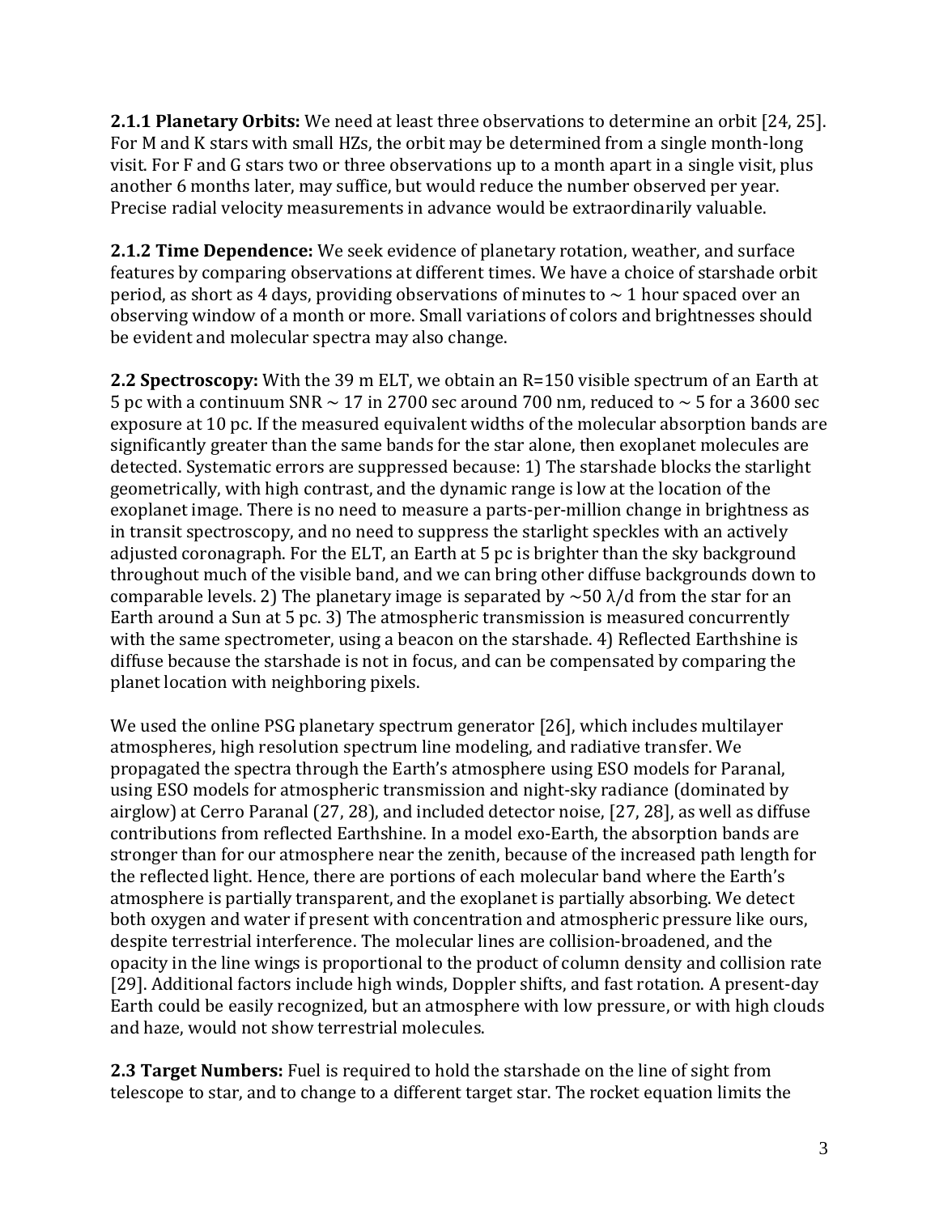**2.1.1 Planetary Orbits:** We need at least three observations to determine an orbit [24, 25]. For M and K stars with small HZs, the orbit may be determined from a single month-long visit. For F and G stars two or three observations up to a month apart in a single visit, plus another 6 months later, may suffice, but would reduce the number observed per year. Precise radial velocity measurements in advance would be extraordinarily valuable.

**2.1.2 Time Dependence:** We seek evidence of planetary rotation, weather, and surface features by comparing observations at different times. We have a choice of starshade orbit period, as short as 4 days, providing observations of minutes to ~ 1 hour spaced over an observing window of a month or more. Small variations of colors and brightnesses should be evident and molecular spectra may also change.

**2.2 Spectroscopy:** With the 39 m ELT, we obtain an R=150 visible spectrum of an Earth at 5 pc with a continuum SNR ~ 17 in 2700 sec around 700 nm, reduced to ~ 5 for a 3600 sec exposure at 10 pc. If the measured equivalent widths of the molecular absorption bands are significantly greater than the same bands for the star alone, then exoplanet molecules are detected. Systematic errors are suppressed because: 1) The starshade blocks the starlight geometrically, with high contrast, and the dynamic range is low at the location of the exoplanet image. There is no need to measure a parts-per-million change in brightness as in transit spectroscopy, and no need to suppress the starlight speckles with an actively adjusted coronagraph. For the ELT, an Earth at 5 pc is brighter than the sky background throughout much of the visible band, and we can bring other diffuse backgrounds down to comparable levels. 2) The planetary image is separated by ~50 $\lambda/d$ from the star for an Earth around a Sun at 5 pc. 3) The atmospheric transmission is measured concurrently with the same spectrometer, using a beacon on the starshade. 4) Reflected Earthshine is diffuse because the starshade is not in focus, and can be compensated by comparing the planet location with neighboring pixels.

We used the online PSG planetary spectrum generator [26], which includes multilayer atmospheres, high resolution spectrum line modeling, and radiative transfer. We propagated the spectra through the Earth's atmosphere using ESO models for Paranal, using ESO models for atmospheric transmission and night-sky radiance (dominated by airglow) at Cerro Paranal (27, 28), and included detector noise, [27, 28], as well as diffuse contributions from reflected Earthshine. In a model exo-Earth, the absorption bands are stronger than for our atmosphere near the zenith, because of the increased path length for the reflected light. Hence, there are portions of each molecular band where the Earth's atmosphere is partially transparent, and the exoplanet is partially absorbing. We detect both oxygen and water if present with concentration and atmospheric pressure like ours, despite terrestrial interference. The molecular lines are collision-broadened, and the opacity in the line wings is proportional to the product of column density and collision rate [29]. Additional factors include high winds, Doppler shifts, and fast rotation. A present-day Earth could be easily recognized, but an atmosphere with low pressure, or with high clouds and haze, would not show terrestrial molecules.

**2.3 Target Numbers:** Fuel is required to hold the starshade on the line of sight from telescope to star, and to change to a different target star. The rocket equation limits the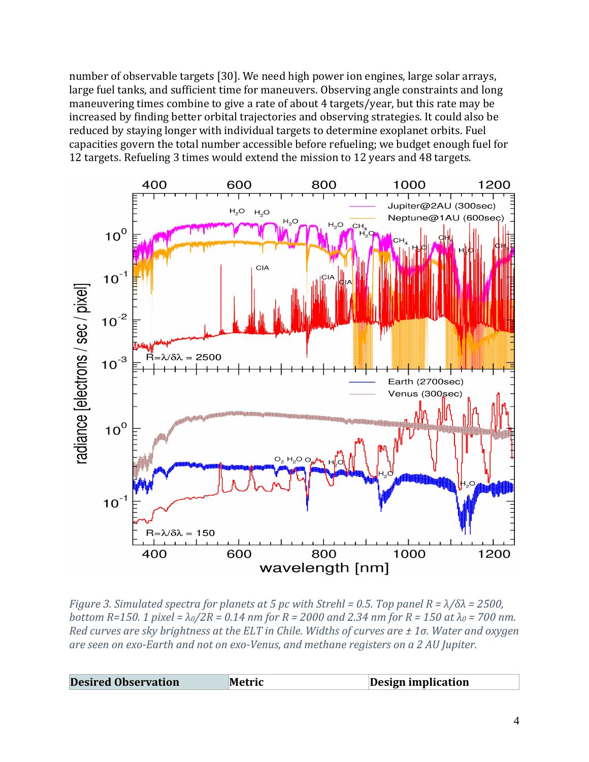number of observable targets [30]. We need high power ion engines, large solar arrays, large fuel tanks, and sufficient time for maneuvers. Observing angle constraints and long maneuvering times combine to give a rate of about 4 targets/year, but this rate may be increased by finding better orbital trajectories and observing strategies. It could also be reduced by staying longer with individual targets to determine exoplanet orbits. Fuel capacities govern the total number accessible before refueling; we budget enough fuel for 12 targets. Refueling 3 times would extend the mission to 12 years and 48 targets.

*Figure 3. Simulated spectra for planets at 5 pc with Strehl = 0.5. Top panel R = $\lambda/\delta\lambda$ = 2500, bottom R=150. 1 pixel = $\lambda_0/2R$ = 0.14 nm for R = 2000 and 2.34 nm for R = 150 at $\lambda_0$ = 700 nm. Red curves are sky brightness at the ELT in Chile. Widths of curves are ± 1σ. Water and oxygen are seen on exo-Earth and not on exo-Venus, and methane registers on a 2 AU Jupiter.*

| Desired Observation | Metric | Design implication |
|---|---|---|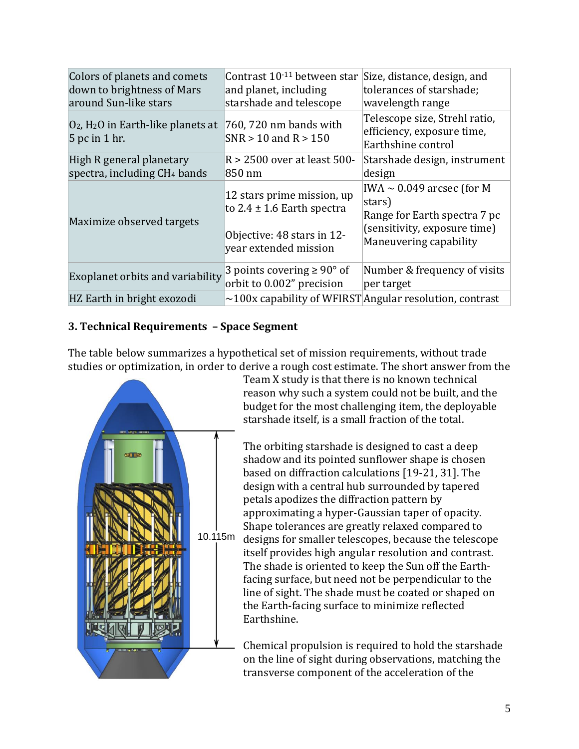| Colors of planets and comets down to brightness of Mars around Sun-like stars | Contrast $10^{-11}$ between star and planet, including starshade and telescope | Size, distance, design, and tolerances of starshade; wavelength range |
|---|---|---|
| $O_2$, $H_2O$ in Earth-like planets at 5 pc in 1 hr. | 760, 720 nm bands with SNR > 10 and R > 150 | Telescope size, Strehl ratio, efficiency, exposure time, Earthshine control |
| High R general planetary spectra, including $CH_4$ bands | R > 2500 over at least 500-850 nm | Starshade design, instrument design |
| Maximize observed targets | 12 stars prime mission, up to 2.4 ± 1.6 Earth spectra<br><br>Objective: 48 stars in 12-year extended mission | IWA ~ 0.049 arcsec (for M stars)<br>Range for Earth spectra 7 pc (sensitivity, exposure time)<br>Maneuvering capability |
| Exoplanet orbits and variability | 3 points covering ≥ 90° of orbit to 0.002" precision | Number & frequency of visits per target |
| HZ Earth in bright exozodi | ~100x capability of WFIRST | Angular resolution, contrast |

### 3. Technical Requirements – Space Segment

The table below summarizes a hypothetical set of mission requirements, without trade studies or optimization, in order to derive a rough cost estimate. The short answer from the Team X study is that there is no known technical reason why such a system could not be built, and the budget for the most challenging item, the deployable starshade itself, is a small fraction of the total.

10.115m

The orbiting starshade is designed to cast a deep shadow and its pointed sunflower shape is chosen based on diffraction calculations [19-21, 31]. The design with a central hub surrounded by tapered petals apodizes the diffraction pattern by approximating a hyper-Gaussian taper of opacity. Shape tolerances are greatly relaxed compared to designs for smaller telescopes, because the telescope itself provides high angular resolution and contrast. The shade is oriented to keep the Sun off the Earth-facing surface, but need not be perpendicular to the line of sight. The shade must be coated or shaped on the Earth-facing surface to minimize reflected Earthshine.

Chemical propulsion is required to hold the starshade on the line of sight during observations, matching the transverse component of the acceleration of the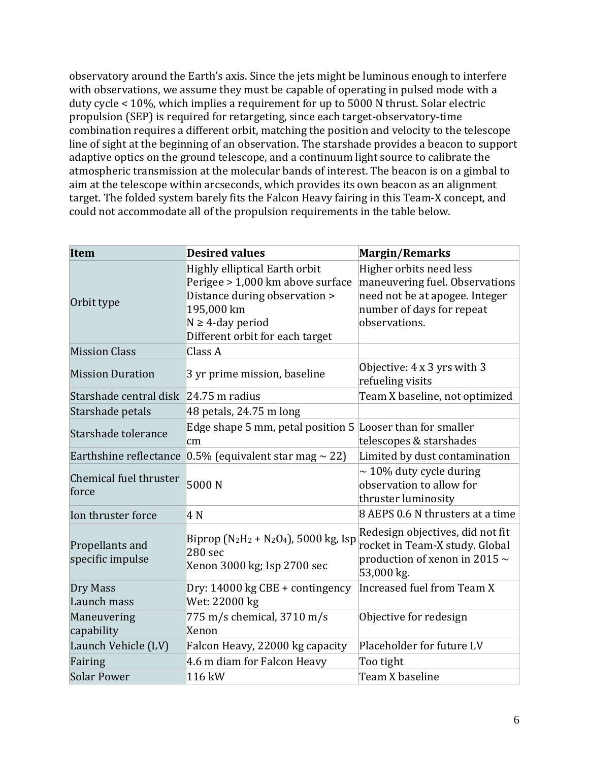observatory around the Earth's axis. Since the jets might be luminous enough to interfere with observations, we assume they must be capable of operating in pulsed mode with a duty cycle < 10%, which implies a requirement for up to 5000 N thrust. Solar electric propulsion (SEP) is required for retargeting, since each target-observatory-time combination requires a different orbit, matching the position and velocity to the telescope line of sight at the beginning of an observation. The starshade provides a beacon to support adaptive optics on the ground telescope, and a continuum light source to calibrate the atmospheric transmission at the molecular bands of interest. The beacon is on a gimbal to aim at the telescope within arcseconds, which provides its own beacon as an alignment target. The folded system barely fits the Falcon Heavy fairing in this Team-X concept, and could not accommodate all of the propulsion requirements in the table below.

| Item | Desired values | Margin/Remarks |
|---|---|---|
| Orbit type | Highly elliptical Earth orbit<br>Perigee > 1,000 km above surface<br>Distance during observation > 195,000 km<br>N ≥ 4-day period<br>Different orbit for each target | Higher orbits need less maneuvering fuel. Observations need not be at apogee. Integer number of days for repeat observations. |
| Mission Class | Class A | |
| Mission Duration | 3 yr prime mission, baseline | Objective: 4 x 3 yrs with 3 refueling visits |
| Starshade central disk | 24.75 m radius | Team X baseline, not optimized |
| Starshade petals | 48 petals, 24.75 m long | |
| Starshade tolerance | Edge shape 5 mm, petal position 5 cm | Looser than for smaller telescopes & starshades |
| Earthshine reflectance | 0.5% (equivalent star mag ~ 22) | Limited by dust contamination |
| Chemical fuel thruster force | 5000 N | ~ 10% duty cycle during observation to allow for thruster luminosity |
| Ion thruster force | 4 N | 8 AEPS 0.6 N thrusters at a time |
| Propellants and specific impulse | Biprop ($N_2H_2$ + $N_2O_4$), 5000 kg, Isp 280 sec<br>Xenon 3000 kg; Isp 2700 sec | Redesign objectives, did not fit rocket in Team-X study. Global production of xenon in 2015 ~ 53,000 kg. |
| Dry Mass<br>Launch mass | Dry: 14000 kg CBE + contingency<br>Wet: 22000 kg | Increased fuel from Team X |
| Maneuvering capability | 775 m/s chemical, 3710 m/s Xenon | Objective for redesign |
| Launch Vehicle (LV) | Falcon Heavy, 22000 kg capacity | Placeholder for future LV |
| Fairing | 4.6 m diam for Falcon Heavy | Too tight |
| Solar Power | 116 kW | Team X baseline |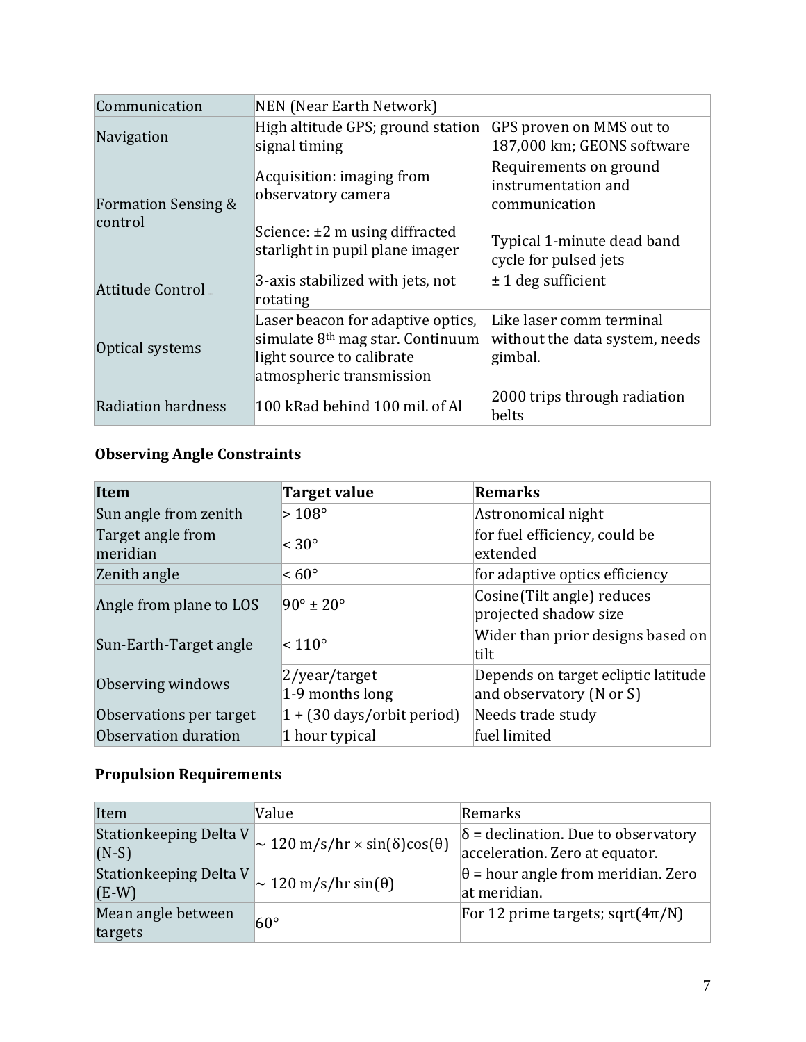| Communication | NEN (Near Earth Network) | |
|---|---|---|
| Navigation | High altitude GPS; ground station signal timing | GPS proven on MMS out to 187,000 km; GEONS software |
| Formation Sensing & control | Acquisition: imaging from observatory camera<br><br>Science: ±2 m using diffracted starlight in pupil plane imager | Requirements on ground instrumentation and communication<br><br>Typical 1-minute dead band cycle for pulsed jets |
| Attitude Control | 3-axis stabilized with jets, not rotating | ± 1 deg sufficient |
| Optical systems | Laser beacon for adaptive optics, simulate 8th mag star. Continuum light source to calibrate atmospheric transmission | Like laser comm terminal without the data system, needs gimbal. |
| Radiation hardness | 100 kRad behind 100 mil. of Al | 2000 trips through radiation belts |

**Observing Angle Constraints**

| Item | Target value | Remarks |
|---|---|---|
| Sun angle from zenith | > 108° | Astronomical night |
| Target angle from meridian | < 30° | for fuel efficiency, could be extended |
| Zenith angle | < 60° | for adaptive optics efficiency |
| Angle from plane to LOS | 90° ± 20° | Cosine(Tilt angle) reduces projected shadow size |
| Sun-Earth-Target angle | < 110° | Wider than prior designs based on tilt |
| Observing windows | 2/year/target<br>1-9 months long | Depends on target ecliptic latitude and observatory (N or S) |
| Observations per target | 1 + (30 days/orbit period) | Needs trade study |
| Observation duration | 1 hour typical | fuel limited |

**Propulsion Requirements**

| Item | Value | Remarks |
|---|---|---|
| Stationkeeping Delta V (N-S) | ~ 120 m/s/hr × $\sin(\delta)\cos(\theta)$ | $\delta$ = declination. Due to observatory acceleration. Zero at equator. |
| Stationkeeping Delta V (E-W) | ~ 120 m/s/hr $\sin(\theta)$ | $\theta$ = hour angle from meridian. Zero at meridian. |
| Mean angle between targets | 60° | For 12 prime targets; $\mathrm{sqrt}(4\pi/N)$ |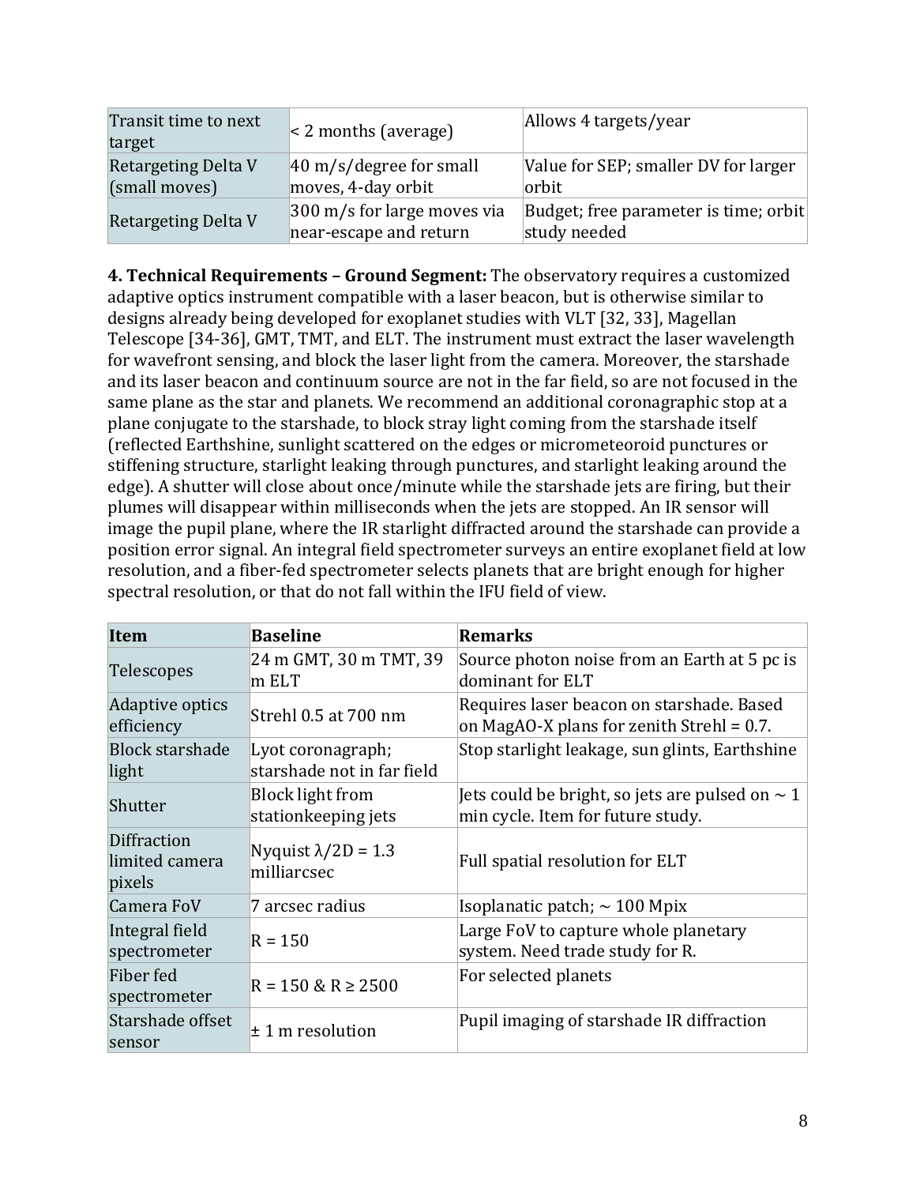| | | |
|---|---|---|
| Transit time to next target | < 2 months (average) | Allows 4 targets/year |
| Retargeting Delta V (small moves) | 40 m/s/degree for small moves, 4-day orbit | Value for SEP; smaller DV for larger orbit |
| Retargeting Delta V | 300 m/s for large moves via near-escape and return | Budget; free parameter is time; orbit study needed |

**4. Technical Requirements – Ground Segment:** The observatory requires a customized adaptive optics instrument compatible with a laser beacon, but is otherwise similar to designs already being developed for exoplanet studies with VLT [32, 33], Magellan Telescope [34-36], GMT, TMT, and ELT. The instrument must extract the laser wavelength for wavefront sensing, and block the laser light from the camera. Moreover, the starshade and its laser beacon and continuum source are not in the far field, so are not focused in the same plane as the star and planets. We recommend an additional coronagraphic stop at a plane conjugate to the starshade, to block stray light coming from the starshade itself (reflected Earthshine, sunlight scattered on the edges or micrometeoroid punctures or stiffening structure, starlight leaking through punctures, and starlight leaking around the edge). A shutter will close about once/minute while the starshade jets are firing, but their plumes will disappear within milliseconds when the jets are stopped. An IR sensor will image the pupil plane, where the IR starlight diffracted around the starshade can provide a position error signal. An integral field spectrometer surveys an entire exoplanet field at low resolution, and a fiber-fed spectrometer selects planets that are bright enough for higher spectral resolution, or that do not fall within the IFU field of view.

| Item | Baseline | Remarks |
|---|---|---|
| Telescopes | 24 m GMT, 30 m TMT, 39 m ELT | Source photon noise from an Earth at 5 pc is dominant for ELT |
| Adaptive optics efficiency | Strehl 0.5 at 700 nm | Requires laser beacon on starshade. Based on MagAO-X plans for zenith Strehl = 0.7. |
| Block starshade light | Lyot coronagraph; starshade not in far field | Stop starlight leakage, sun glints, Earthshine |
| Shutter | Block light from stationkeeping jets | Jets could be bright, so jets are pulsed on ~ 1 min cycle. Item for future study. |
| Diffraction limited camera pixels | Nyquist $\lambda/2D$ = 1.3 milliarcsec | Full spatial resolution for ELT |
| Camera FoV | 7 arcsec radius | Isoplanatic patch; ~ 100 Mpix |
| Integral field spectrometer | R = 150 | Large FoV to capture whole planetary system. Need trade study for R. |
| Fiber fed spectrometer | R = 150 & R ≥ 2500 | For selected planets |
| Starshade offset sensor | ± 1 m resolution | Pupil imaging of starshade IR diffraction |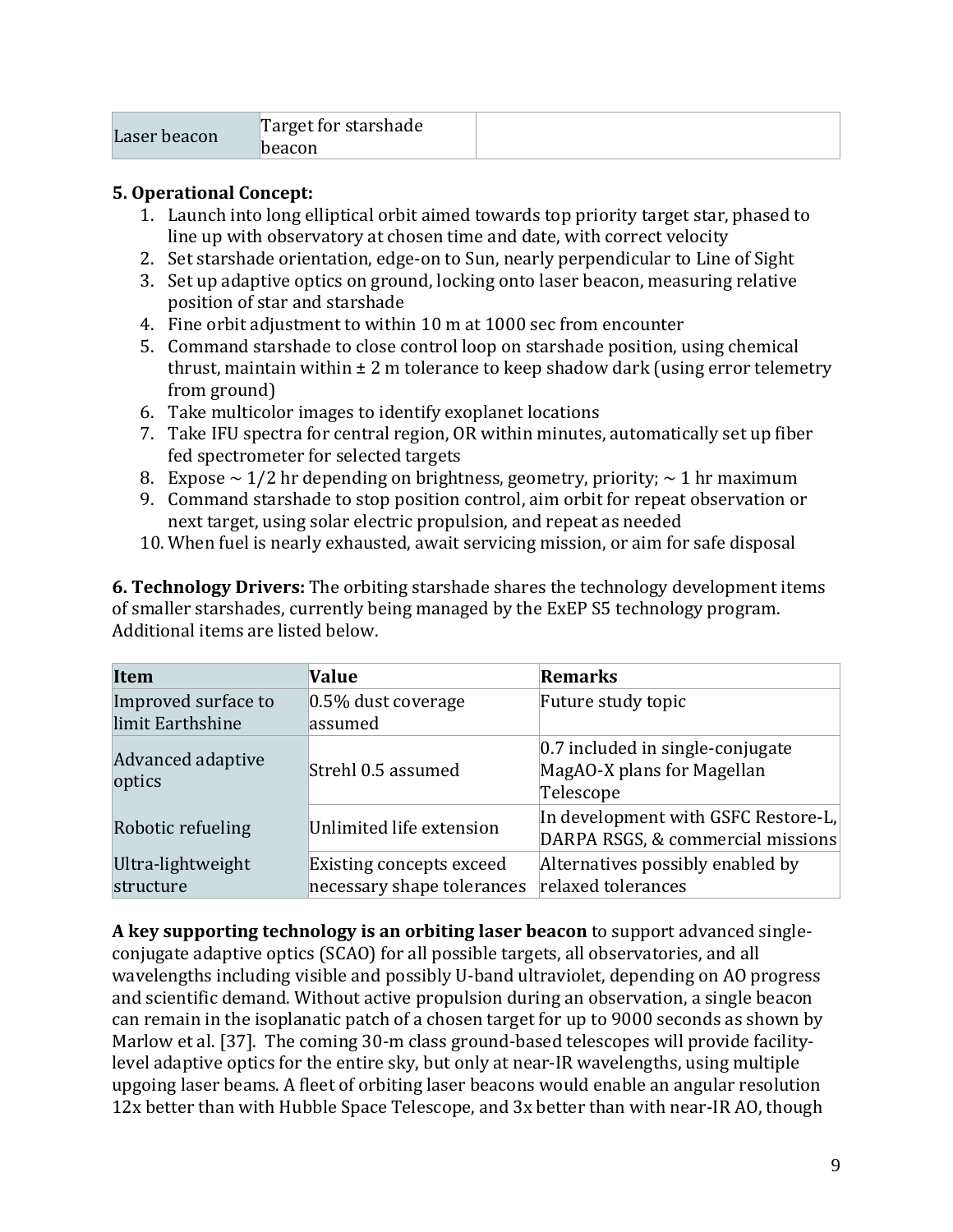| Laser beacon | Target for starshade beacon | |
|---|---|---|

**5. Operational Concept:**

1. Launch into long elliptical orbit aimed towards top priority target star, phased to line up with observatory at chosen time and date, with correct velocity
2. Set starshade orientation, edge-on to Sun, nearly perpendicular to Line of Sight
3. Set up adaptive optics on ground, locking onto laser beacon, measuring relative position of star and starshade
4. Fine orbit adjustment to within 10 m at 1000 sec from encounter
5. Command starshade to close control loop on starshade position, using chemical thrust, maintain within ± 2 m tolerance to keep shadow dark (using error telemetry from ground)
6. Take multicolor images to identify exoplanet locations
7. Take IFU spectra for central region, OR within minutes, automatically set up fiber fed spectrometer for selected targets
8. Expose ~ 1/2 hr depending on brightness, geometry, priority; ~ 1 hr maximum
9. Command starshade to stop position control, aim orbit for repeat observation or next target, using solar electric propulsion, and repeat as needed
10. When fuel is nearly exhausted, await servicing mission, or aim for safe disposal

**6. Technology Drivers:** The orbiting starshade shares the technology development items of smaller starshades, currently being managed by the ExEP S5 technology program. Additional items are listed below.

| Item | Value | Remarks |
|---|---|---|
| Improved surface to limit Earthshine | 0.5% dust coverage assumed | Future study topic |
| Advanced adaptive optics | Strehl 0.5 assumed | 0.7 included in single-conjugate MagAO-X plans for Magellan Telescope |
| Robotic refueling | Unlimited life extension | In development with GSFC Restore-L, DARPA RSGS, & commercial missions |
| Ultra-lightweight structure | Existing concepts exceed necessary shape tolerances | Alternatives possibly enabled by relaxed tolerances |

**A key supporting technology is an orbiting laser beacon** to support advanced single-conjugate adaptive optics (SCAO) for all possible targets, all observatories, and all wavelengths including visible and possibly U-band ultraviolet, depending on AO progress and scientific demand. Without active propulsion during an observation, a single beacon can remain in the isoplanatic patch of a chosen target for up to 9000 seconds as shown by Marlow et al. [37]. The coming 30-m class ground-based telescopes will provide facility-level adaptive optics for the entire sky, but only at near-IR wavelengths, using multiple upgoing laser beams. A fleet of orbiting laser beacons would enable an angular resolution 12x better than with Hubble Space Telescope, and 3x better than with near-IR AO, though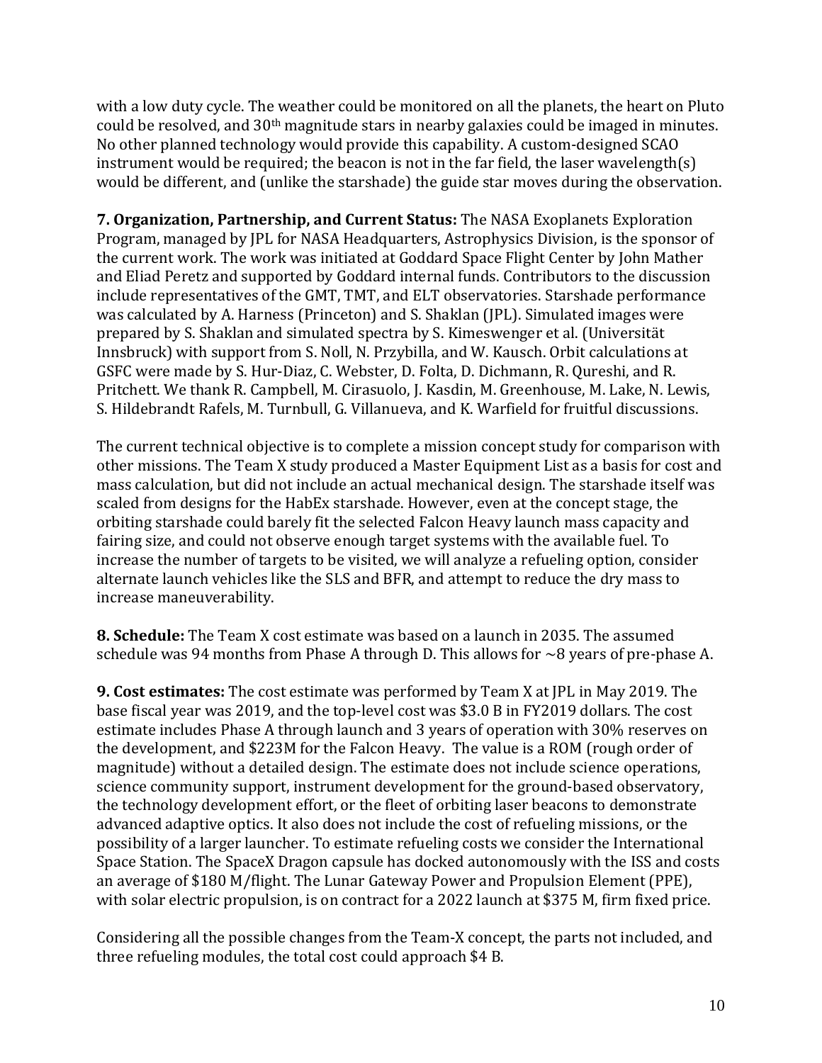with a low duty cycle. The weather could be monitored on all the planets, the heart on Pluto could be resolved, and 30th magnitude stars in nearby galaxies could be imaged in minutes. No other planned technology would provide this capability. A custom-designed SCAO instrument would be required; the beacon is not in the far field, the laser wavelength(s) would be different, and (unlike the starshade) the guide star moves during the observation.

**7. Organization, Partnership, and Current Status:** The NASA Exoplanets Exploration Program, managed by JPL for NASA Headquarters, Astrophysics Division, is the sponsor of the current work. The work was initiated at Goddard Space Flight Center by John Mather and Eliad Peretz and supported by Goddard internal funds. Contributors to the discussion include representatives of the GMT, TMT, and ELT observatories. Starshade performance was calculated by A. Harness (Princeton) and S. Shaklan (JPL). Simulated images were prepared by S. Shaklan and simulated spectra by S. Kimeswenger et al. (Universität Innsbruck) with support from S. Noll, N. Przybilla, and W. Kausch. Orbit calculations at GSFC were made by S. Hur-Diaz, C. Webster, D. Folta, D. Dichmann, R. Qureshi, and R. Pritchett. We thank R. Campbell, M. Cirasuolo, J. Kasdin, M. Greenhouse, M. Lake, N. Lewis, S. Hildebrandt Rafels, M. Turnbull, G. Villanueva, and K. Warfield for fruitful discussions.

The current technical objective is to complete a mission concept study for comparison with other missions. The Team X study produced a Master Equipment List as a basis for cost and mass calculation, but did not include an actual mechanical design. The starshade itself was scaled from designs for the HabEx starshade. However, even at the concept stage, the orbiting starshade could barely fit the selected Falcon Heavy launch mass capacity and fairing size, and could not observe enough target systems with the available fuel. To increase the number of targets to be visited, we will analyze a refueling option, consider alternate launch vehicles like the SLS and BFR, and attempt to reduce the dry mass to increase maneuverability.

**8. Schedule:** The Team X cost estimate was based on a launch in 2035. The assumed schedule was 94 months from Phase A through D. This allows for ~8 years of pre-phase A.

**9. Cost estimates:** The cost estimate was performed by Team X at JPL in May 2019. The base fiscal year was 2019, and the top-level cost was \$3.0 B in FY2019 dollars. The cost estimate includes Phase A through launch and 3 years of operation with 30% reserves on the development, and \$223M for the Falcon Heavy. The value is a ROM (rough order of magnitude) without a detailed design. The estimate does not include science operations, science community support, instrument development for the ground-based observatory, the technology development effort, or the fleet of orbiting laser beacons to demonstrate advanced adaptive optics. It also does not include the cost of refueling missions, or the possibility of a larger launcher. To estimate refueling costs we consider the International Space Station. The SpaceX Dragon capsule has docked autonomously with the ISS and costs an average of \$180 M/flight. The Lunar Gateway Power and Propulsion Element (PPE), with solar electric propulsion, is on contract for a 2022 launch at \$375 M, firm fixed price.

Considering all the possible changes from the Team-X concept, the parts not included, and three refueling modules, the total cost could approach \$4 B.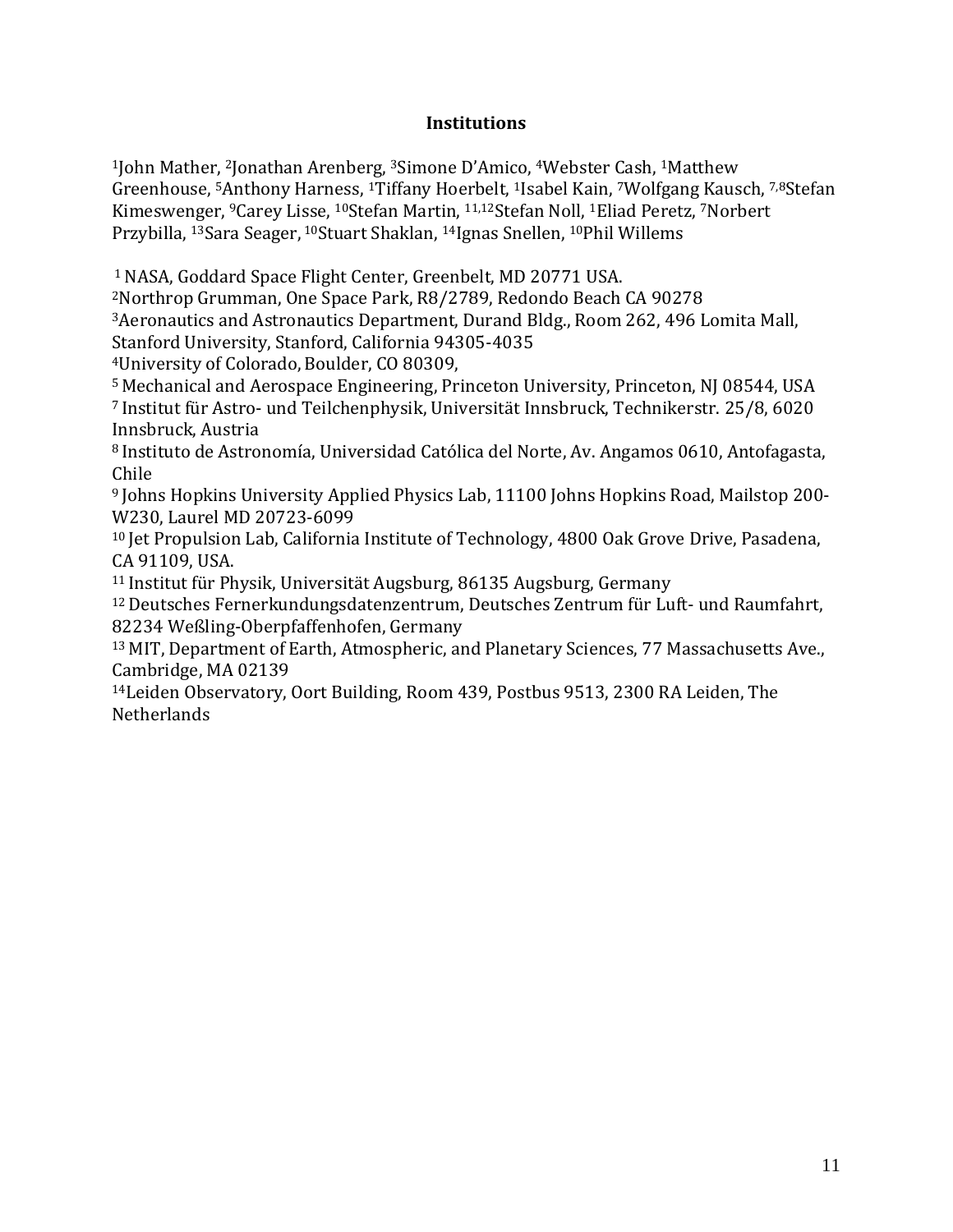## Institutions

[1]John Mather, [2]Jonathan Arenberg, [3]Simone D'Amico, [4]Webster Cash, [1]Matthew Greenhouse, [5]Anthony Harness, [1]Tiffany Hoerbelt, [1]Isabel Kain, [7]Wolfgang Kausch, [7,8]Stefan Kimeswenger, [9]Carey Lisse, [10]Stefan Martin, [11,12]Stefan Noll, [1]Eliad Peretz, [7]Norbert Przybilla, [13]Sara Seager, [10]Stuart Shaklan, [14]Ignas Snellen, [10]Phil Willems

[1] NASA, Goddard Space Flight Center, Greenbelt, MD 20771 USA.
[2]Northrop Grumman, One Space Park, R8/2789, Redondo Beach CA 90278
[3]Aeronautics and Astronautics Department, Durand Bldg., Room 262, 496 Lomita Mall, Stanford University, Stanford, California 94305-4035
[4]University of Colorado, Boulder, CO 80309,
[5] Mechanical and Aerospace Engineering, Princeton University, Princeton, NJ 08544, USA
[7] Institut für Astro- und Teilchenphysik, Universität Innsbruck, Technikerstr. 25/8, 6020 Innsbruck, Austria
[8] Instituto de Astronomía, Universidad Católica del Norte, Av. Angamos 0610, Antofagasta, Chile
[9] Johns Hopkins University Applied Physics Lab, 11100 Johns Hopkins Road, Mailstop 200-W230, Laurel MD 20723-6099
[10] Jet Propulsion Lab, California Institute of Technology, 4800 Oak Grove Drive, Pasadena, CA 91109, USA.
[11] Institut für Physik, Universität Augsburg, 86135 Augsburg, Germany
[12] Deutsches Fernerkundungsdatenzentrum, Deutsches Zentrum für Luft- und Raumfahrt, 82234 Weßling-Oberpfaffenhofen, Germany
[13] MIT, Department of Earth, Atmospheric, and Planetary Sciences, 77 Massachusetts Ave., Cambridge, MA 02139
[14]Leiden Observatory, Oort Building, Room 439, Postbus 9513, 2300 RA Leiden, The Netherlands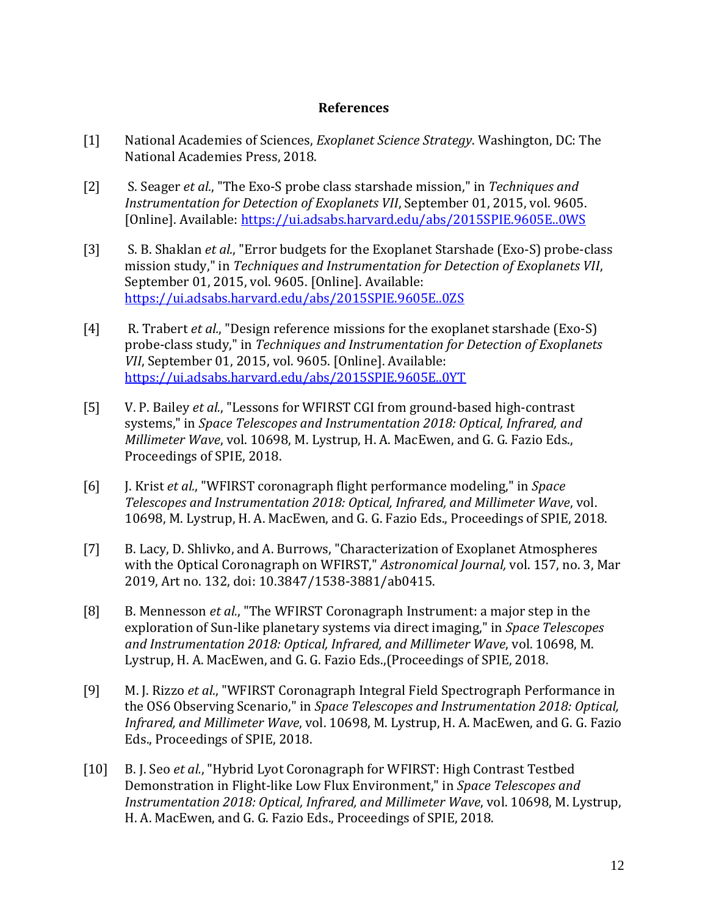## References

[1] National Academies of Sciences, *Exoplanet Science Strategy*. Washington, DC: The National Academies Press, 2018.

[2] S. Seager *et al.*, "The Exo-S probe class starshade mission," in *Techniques and Instrumentation for Detection of Exoplanets VII*, September 01, 2015, vol. 9605. [Online]. Available: https://ui.adsabs.harvard.edu/abs/2015SPIE.9605E..0WS

[3] S. B. Shaklan *et al.*, "Error budgets for the Exoplanet Starshade (Exo-S) probe-class mission study," in *Techniques and Instrumentation for Detection of Exoplanets VII*, September 01, 2015, vol. 9605. [Online]. Available: https://ui.adsabs.harvard.edu/abs/2015SPIE.9605E..0ZS

[4] R. Trabert *et al.*, "Design reference missions for the exoplanet starshade (Exo-S) probe-class study," in *Techniques and Instrumentation for Detection of Exoplanets VII*, September 01, 2015, vol. 9605. [Online]. Available: https://ui.adsabs.harvard.edu/abs/2015SPIE.9605E..0YT

[5] V. P. Bailey *et al.*, "Lessons for WFIRST CGI from ground-based high-contrast systems," in *Space Telescopes and Instrumentation 2018: Optical, Infrared, and Millimeter Wave*, vol. 10698, M. Lystrup, H. A. MacEwen, and G. G. Fazio Eds., Proceedings of SPIE, 2018.

[6] J. Krist *et al.*, "WFIRST coronagraph flight performance modeling," in *Space Telescopes and Instrumentation 2018: Optical, Infrared, and Millimeter Wave*, vol. 10698, M. Lystrup, H. A. MacEwen, and G. G. Fazio Eds., Proceedings of SPIE, 2018.

[7] B. Lacy, D. Shlivko, and A. Burrows, "Characterization of Exoplanet Atmospheres with the Optical Coronagraph on WFIRST," *Astronomical Journal,* vol. 157, no. 3, Mar 2019, Art no. 132, doi: 10.3847/1538-3881/ab0415.

[8] B. Mennesson *et al.*, "The WFIRST Coronagraph Instrument: a major step in the exploration of Sun-like planetary systems via direct imaging," in *Space Telescopes and Instrumentation 2018: Optical, Infrared, and Millimeter Wave*, vol. 10698, M. Lystrup, H. A. MacEwen, and G. G. Fazio Eds.,(Proceedings of SPIE, 2018.

[9] M. J. Rizzo *et al.*, "WFIRST Coronagraph Integral Field Spectrograph Performance in the OS6 Observing Scenario," in *Space Telescopes and Instrumentation 2018: Optical, Infrared, and Millimeter Wave*, vol. 10698, M. Lystrup, H. A. MacEwen, and G. G. Fazio Eds., Proceedings of SPIE, 2018.

[10] B. J. Seo *et al.*, "Hybrid Lyot Coronagraph for WFIRST: High Contrast Testbed Demonstration in Flight-like Low Flux Environment," in *Space Telescopes and Instrumentation 2018: Optical, Infrared, and Millimeter Wave*, vol. 10698, M. Lystrup, H. A. MacEwen, and G. G. Fazio Eds., Proceedings of SPIE, 2018.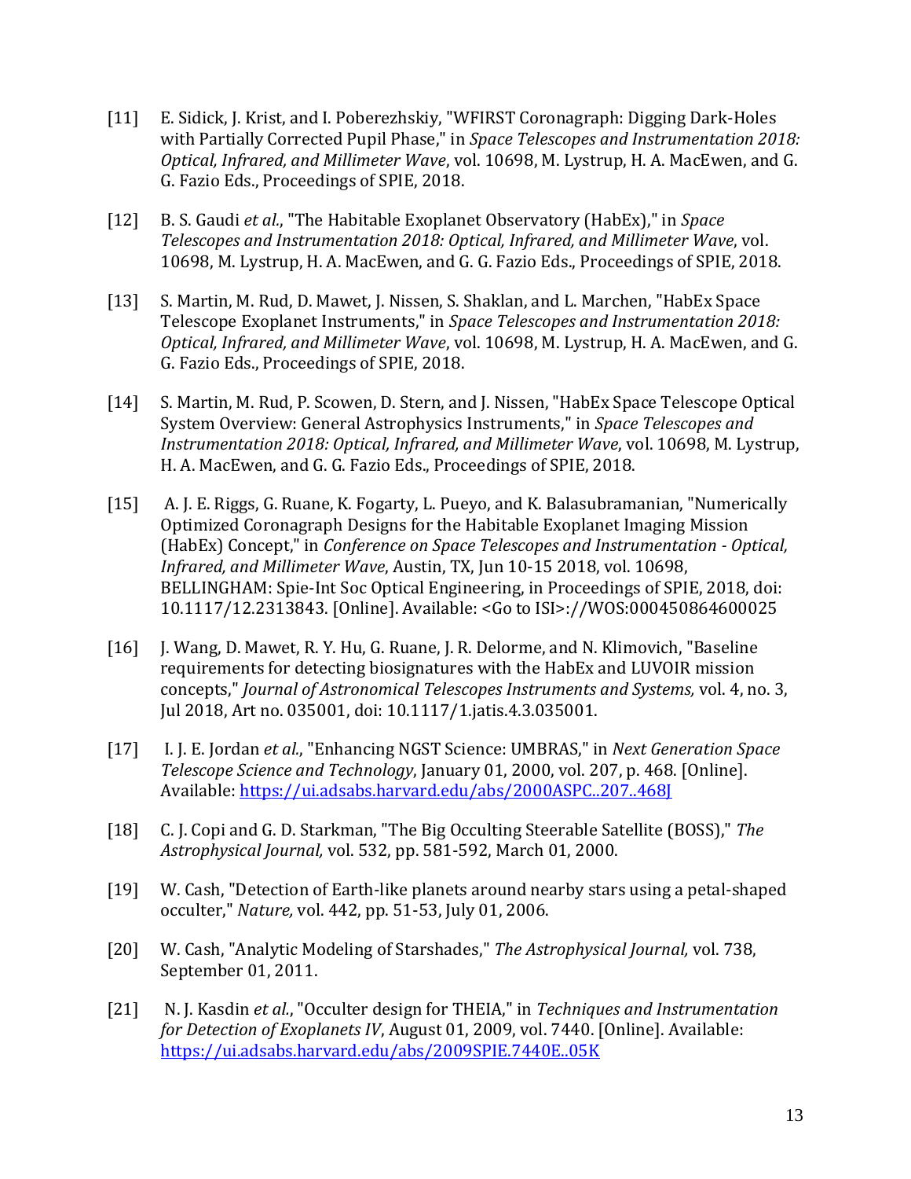[11] E. Sidick, J. Krist, and I. Poberezhskiy, "WFIRST Coronagraph: Digging Dark-Holes with Partially Corrected Pupil Phase," in *Space Telescopes and Instrumentation 2018: Optical, Infrared, and Millimeter Wave*, vol. 10698, M. Lystrup, H. A. MacEwen, and G. G. Fazio Eds., Proceedings of SPIE, 2018.

[12] B. S. Gaudi *et al.*, "The Habitable Exoplanet Observatory (HabEx)," in *Space Telescopes and Instrumentation 2018: Optical, Infrared, and Millimeter Wave*, vol. 10698, M. Lystrup, H. A. MacEwen, and G. G. Fazio Eds., Proceedings of SPIE, 2018.

[13] S. Martin, M. Rud, D. Mawet, J. Nissen, S. Shaklan, and L. Marchen, "HabEx Space Telescope Exoplanet Instruments," in *Space Telescopes and Instrumentation 2018: Optical, Infrared, and Millimeter Wave*, vol. 10698, M. Lystrup, H. A. MacEwen, and G. G. Fazio Eds., Proceedings of SPIE, 2018.

[14] S. Martin, M. Rud, P. Scowen, D. Stern, and J. Nissen, "HabEx Space Telescope Optical System Overview: General Astrophysics Instruments," in *Space Telescopes and Instrumentation 2018: Optical, Infrared, and Millimeter Wave*, vol. 10698, M. Lystrup, H. A. MacEwen, and G. G. Fazio Eds., Proceedings of SPIE, 2018.

[15] A. J. E. Riggs, G. Ruane, K. Fogarty, L. Pueyo, and K. Balasubramanian, "Numerically Optimized Coronagraph Designs for the Habitable Exoplanet Imaging Mission (HabEx) Concept," in *Conference on Space Telescopes and Instrumentation - Optical, Infrared, and Millimeter Wave*, Austin, TX, Jun 10-15 2018, vol. 10698, BELLINGHAM: Spie-Int Soc Optical Engineering, in Proceedings of SPIE, 2018, doi: 10.1117/12.2313843. [Online]. Available: <Go to ISI>://WOS:000450864600025

[16] J. Wang, D. Mawet, R. Y. Hu, G. Ruane, J. R. Delorme, and N. Klimovich, "Baseline requirements for detecting biosignatures with the HabEx and LUVOIR mission concepts," *Journal of Astronomical Telescopes Instruments and Systems,* vol. 4, no. 3, Jul 2018, Art no. 035001, doi: 10.1117/1.jatis.4.3.035001.

[17] I. J. E. Jordan *et al.*, "Enhancing NGST Science: UMBRAS," in *Next Generation Space Telescope Science and Technology*, January 01, 2000, vol. 207, p. 468. [Online]. Available: https://ui.adsabs.harvard.edu/abs/2000ASPC..207..468J

[18] C. J. Copi and G. D. Starkman, "The Big Occulting Steerable Satellite (BOSS)," *The Astrophysical Journal,* vol. 532, pp. 581-592, March 01, 2000.

[19] W. Cash, "Detection of Earth-like planets around nearby stars using a petal-shaped occulter," *Nature,* vol. 442, pp. 51-53, July 01, 2006.

[20] W. Cash, "Analytic Modeling of Starshades," *The Astrophysical Journal,* vol. 738, September 01, 2011.

[21] N. J. Kasdin *et al.*, "Occulter design for THEIA," in *Techniques and Instrumentation for Detection of Exoplanets IV*, August 01, 2009, vol. 7440. [Online]. Available: https://ui.adsabs.harvard.edu/abs/2009SPIE.7440E..05K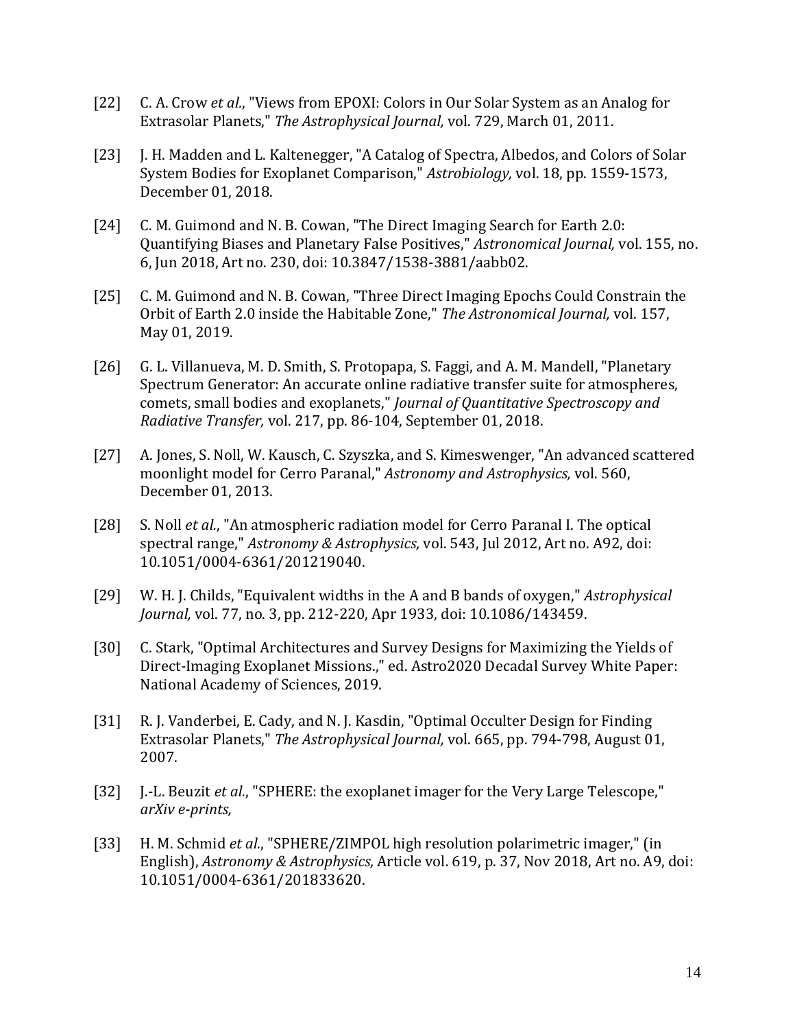[22] C. A. Crow *et al.*, "Views from EPOXI: Colors in Our Solar System as an Analog for Extrasolar Planets," *The Astrophysical Journal,* vol. 729, March 01, 2011.

[23] J. H. Madden and L. Kaltenegger, "A Catalog of Spectra, Albedos, and Colors of Solar System Bodies for Exoplanet Comparison," *Astrobiology,* vol. 18, pp. 1559-1573, December 01, 2018.

[24] C. M. Guimond and N. B. Cowan, "The Direct Imaging Search for Earth 2.0: Quantifying Biases and Planetary False Positives," *Astronomical Journal,* vol. 155, no. 6, Jun 2018, Art no. 230, doi: 10.3847/1538-3881/aabb02.

[25] C. M. Guimond and N. B. Cowan, "Three Direct Imaging Epochs Could Constrain the Orbit of Earth 2.0 inside the Habitable Zone," *The Astronomical Journal,* vol. 157, May 01, 2019.

[26] G. L. Villanueva, M. D. Smith, S. Protopapa, S. Faggi, and A. M. Mandell, "Planetary Spectrum Generator: An accurate online radiative transfer suite for atmospheres, comets, small bodies and exoplanets," *Journal of Quantitative Spectroscopy and Radiative Transfer,* vol. 217, pp. 86-104, September 01, 2018.

[27] A. Jones, S. Noll, W. Kausch, C. Szyszka, and S. Kimeswenger, "An advanced scattered moonlight model for Cerro Paranal," *Astronomy and Astrophysics,* vol. 560, December 01, 2013.

[28] S. Noll *et al.*, "An atmospheric radiation model for Cerro Paranal I. The optical spectral range," *Astronomy & Astrophysics,* vol. 543, Jul 2012, Art no. A92, doi: 10.1051/0004-6361/201219040.

[29] W. H. J. Childs, "Equivalent widths in the A and B bands of oxygen," *Astrophysical Journal,* vol. 77, no. 3, pp. 212-220, Apr 1933, doi: 10.1086/143459.

[30] C. Stark, "Optimal Architectures and Survey Designs for Maximizing the Yields of Direct-Imaging Exoplanet Missions.," ed. Astro2020 Decadal Survey White Paper: National Academy of Sciences, 2019.

[31] R. J. Vanderbei, E. Cady, and N. J. Kasdin, "Optimal Occulter Design for Finding Extrasolar Planets," *The Astrophysical Journal,* vol. 665, pp. 794-798, August 01, 2007.

[32] J.-L. Beuzit *et al.*, "SPHERE: the exoplanet imager for the Very Large Telescope," *arXiv e-prints,*

[33] H. M. Schmid *et al.*, "SPHERE/ZIMPOL high resolution polarimetric imager," (in English), *Astronomy & Astrophysics,* Article vol. 619, p. 37, Nov 2018, Art no. A9, doi: 10.1051/0004-6361/201833620.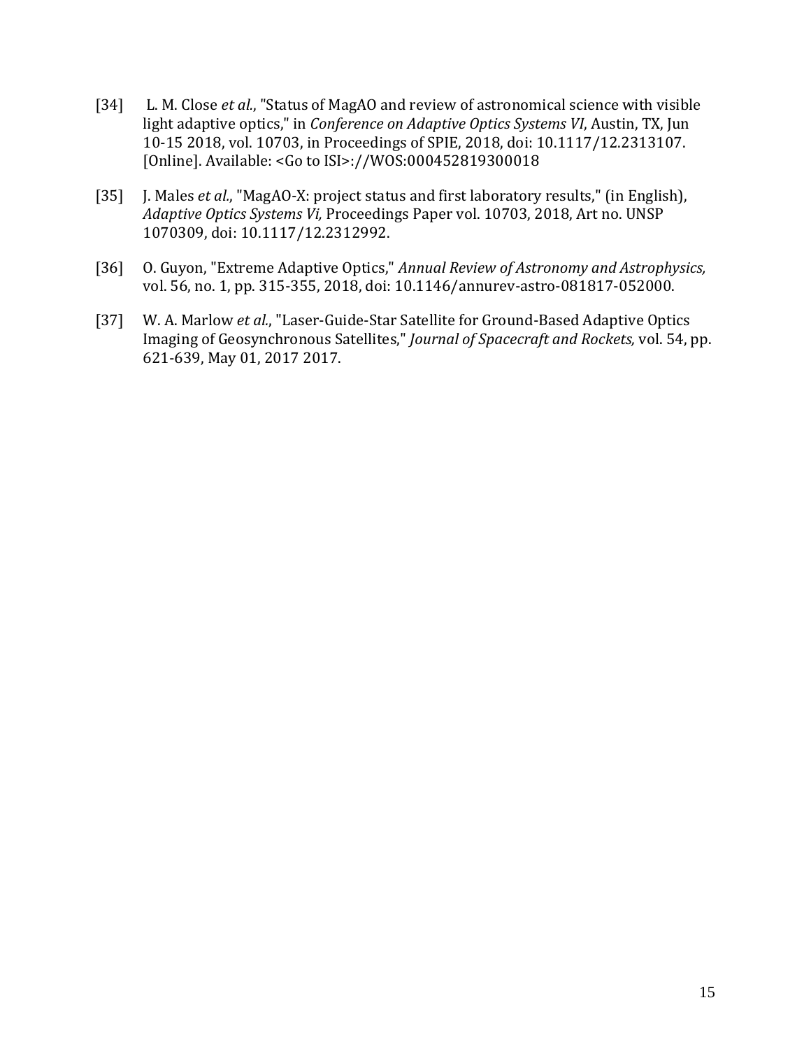[34] L. M. Close *et al.*, "Status of MagAO and review of astronomical science with visible light adaptive optics," in *Conference on Adaptive Optics Systems VI*, Austin, TX, Jun 10-15 2018, vol. 10703, in Proceedings of SPIE, 2018, doi: 10.1117/12.2313107. [Online]. Available: <Go to ISI>://WOS:000452819300018

[35] J. Males *et al.*, "MagAO-X: project status and first laboratory results," (in English), *Adaptive Optics Systems Vi,* Proceedings Paper vol. 10703, 2018, Art no. UNSP 1070309, doi: 10.1117/12.2312992.

[36] O. Guyon, "Extreme Adaptive Optics," *Annual Review of Astronomy and Astrophysics,* vol. 56, no. 1, pp. 315-355, 2018, doi: 10.1146/annurev-astro-081817-052000.

[37] W. A. Marlow *et al.*, "Laser-Guide-Star Satellite for Ground-Based Adaptive Optics Imaging of Geosynchronous Satellites," *Journal of Spacecraft and Rockets,* vol. 54, pp. 621-639, May 01, 2017 2017.